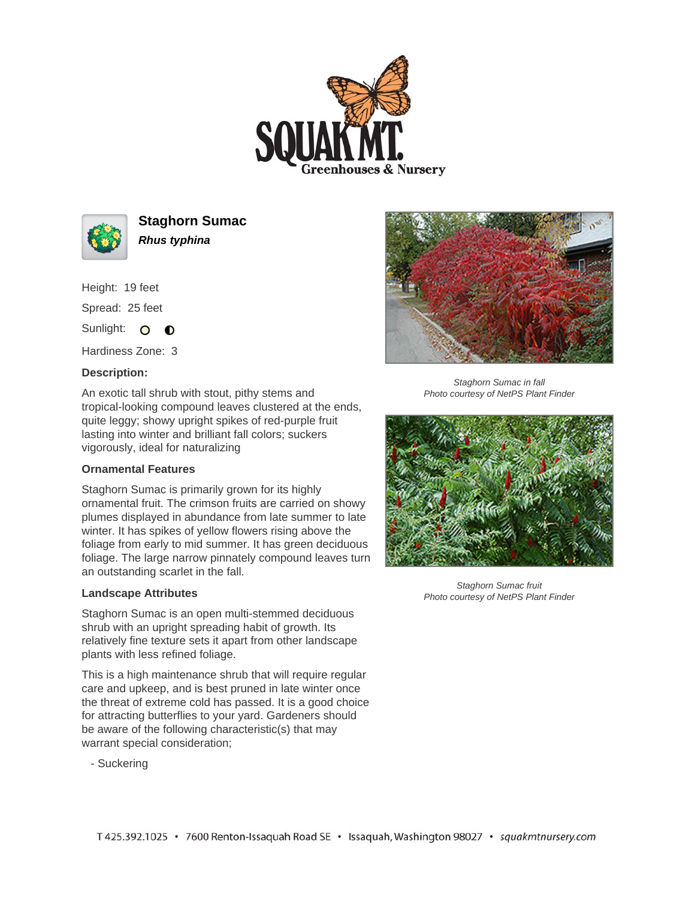# Staghorn Sumac

***Rhus typhina***

Height: 19 feet

Spread: 25 feet

Sunlight:

Hardiness Zone: 3

### Description:

An exotic tall shrub with stout, pithy stems and tropical-looking compound leaves clustered at the ends, quite leggy; showy upright spikes of red-purple fruit lasting into winter and brilliant fall colors; suckers vigorously, ideal for naturalizing

### Ornamental Features

Staghorn Sumac is primarily grown for its highly ornamental fruit. The crimson fruits are carried on showy plumes displayed in abundance from late summer to late winter. It has spikes of yellow flowers rising above the foliage from early to mid summer. It has green deciduous foliage. The large narrow pinnately compound leaves turn an outstanding scarlet in the fall.

### Landscape Attributes

Staghorn Sumac is an open multi-stemmed deciduous shrub with an upright spreading habit of growth. Its relatively fine texture sets it apart from other landscape plants with less refined foliage.

This is a high maintenance shrub that will require regular care and upkeep, and is best pruned in late winter once the threat of extreme cold has passed. It is a good choice for attracting butterflies to your yard. Gardeners should be aware of the following characteristic(s) that may warrant special consideration;

- Suckering

*Staghorn Sumac in fall*
*Photo courtesy of NetPS Plant Finder*

*Staghorn Sumac fruit*
*Photo courtesy of NetPS Plant Finder*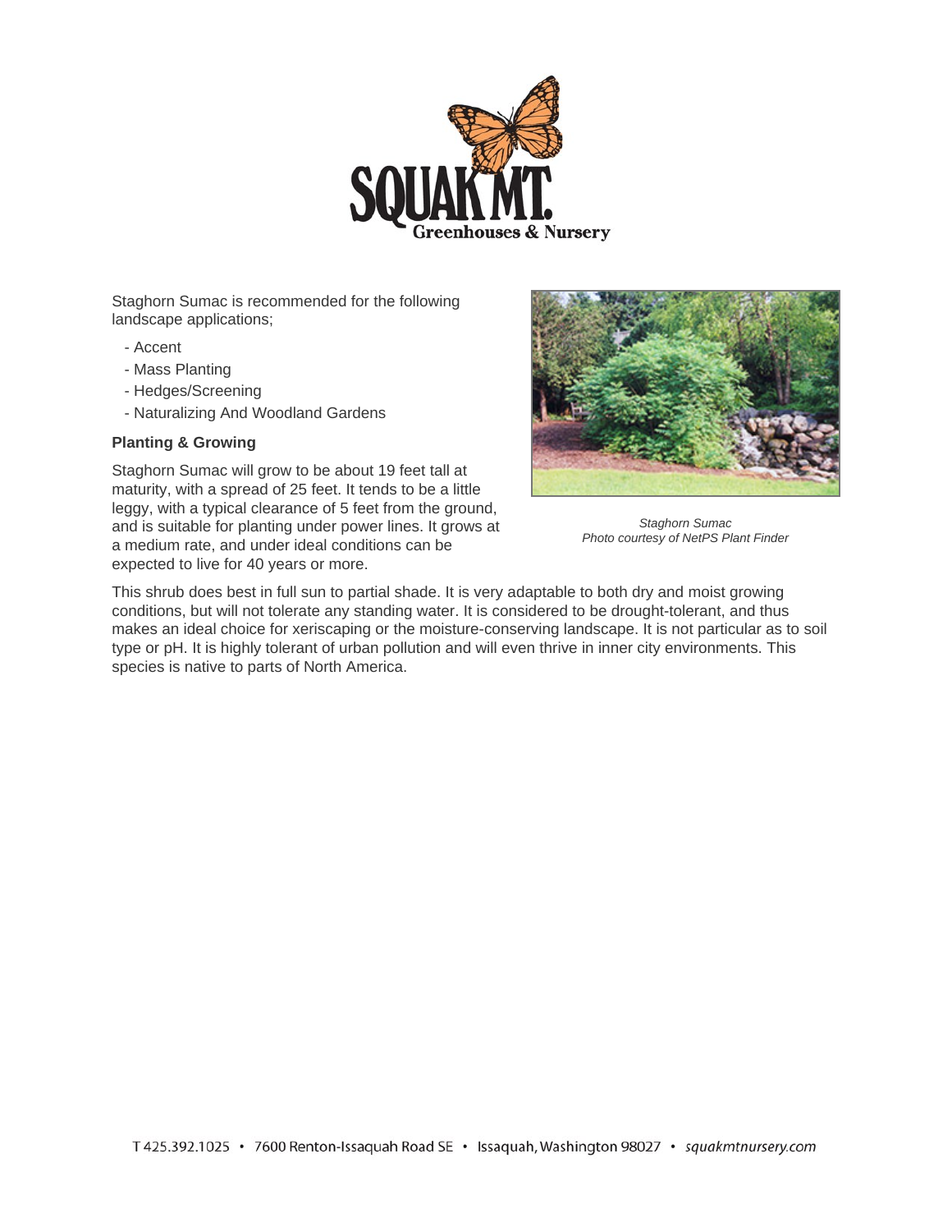Staghorn Sumac is recommended for the following landscape applications;

- Accent
- Mass Planting
- Hedges/Screening
- Naturalizing And Woodland Gardens

**Planting & Growing**

Staghorn Sumac will grow to be about 19 feet tall at maturity, with a spread of 25 feet. It tends to be a little leggy, with a typical clearance of 5 feet from the ground, and is suitable for planting under power lines. It grows at a medium rate, and under ideal conditions can be expected to live for 40 years or more.

*Staghorn Sumac*
*Photo courtesy of NetPS Plant Finder*

This shrub does best in full sun to partial shade. It is very adaptable to both dry and moist growing conditions, but will not tolerate any standing water. It is considered to be drought-tolerant, and thus makes an ideal choice for xeriscaping or the moisture-conserving landscape. It is not particular as to soil type or pH. It is highly tolerant of urban pollution and will even thrive in inner city environments. This species is native to parts of North America.